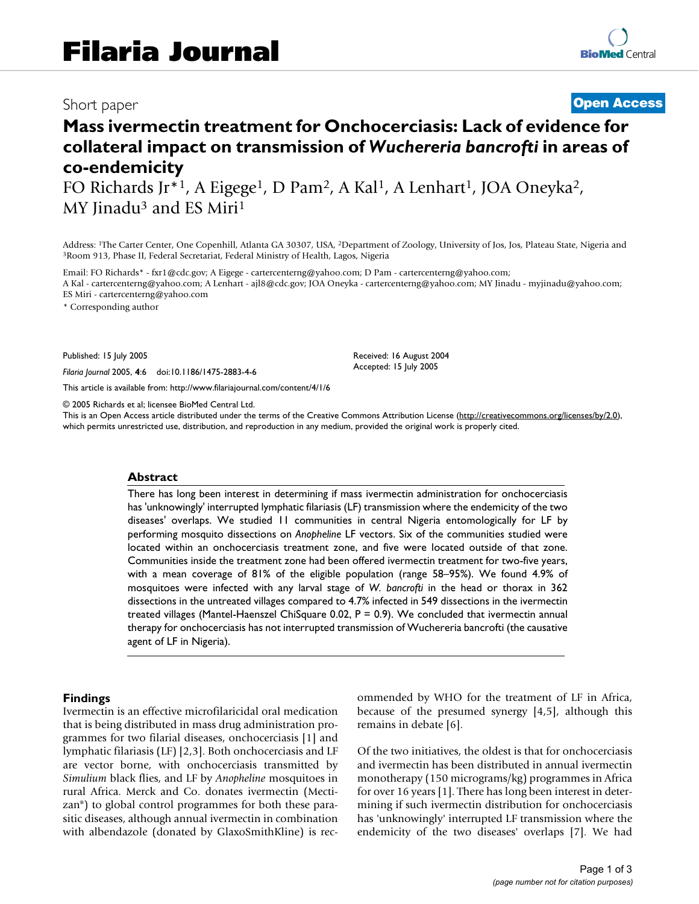Short paper

**Open Access**

# Mass ivermectin treatment for Onchocerciasis: Lack of evidence for collateral impact on transmission of *Wuchereria bancrofti* in areas of co-endemicity

FO Richards Jr*[1], A Eigege[1], D Pam[2], A Kal[1], A Lenhart[1], JOA Oneyka[2], MY Jinadu[3] and ES Miri[1]

Address: [1]The Carter Center, One Copenhill, Atlanta GA 30307, USA, [2]Department of Zoology, University of Jos, Jos, Plateau State, Nigeria and [3]Room 913, Phase II, Federal Secretariat, Federal Ministry of Health, Lagos, Nigeria

Email: FO Richards* - fxr1@cdc.gov; A Eigege - cartercenterng@yahoo.com; D Pam - cartercenterng@yahoo.com; A Kal - cartercenterng@yahoo.com; A Lenhart - ajl8@cdc.gov; JOA Oneyka - cartercenterng@yahoo.com; MY Jinadu - myjinadu@yahoo.com; ES Miri - cartercenterng@yahoo.com

\* Corresponding author

Published: 15 July 2005

*Filaria Journal* 2005, **4**:6 doi:10.1186/1475-2883-4-6

Received: 16 August 2004
Accepted: 15 July 2005

This article is available from: http://www.filariajournal.com/content/4/1/6

© 2005 Richards et al; licensee BioMed Central Ltd.
This is an Open Access article distributed under the terms of the Creative Commons Attribution License (http://creativecommons.org/licenses/by/2.0), which permits unrestricted use, distribution, and reproduction in any medium, provided the original work is properly cited.

## Abstract

There has long been interest in determining if mass ivermectin administration for onchocerciasis has 'unknowingly' interrupted lymphatic filariasis (LF) transmission where the endemicity of the two diseases' overlaps. We studied 11 communities in central Nigeria entomologically for LF by performing mosquito dissections on *Anopheline* LF vectors. Six of the communities studied were located within an onchocerciasis treatment zone, and five were located outside of that zone. Communities inside the treatment zone had been offered ivermectin treatment for two-five years, with a mean coverage of 81% of the eligible population (range 58–95%). We found 4.9% of mosquitoes were infected with any larval stage of *W. bancrofti* in the head or thorax in 362 dissections in the untreated villages compared to 4.7% infected in 549 dissections in the ivermectin treated villages (Mantel-Haenszel ChiSquare 0.02, P = 0.9). We concluded that ivermectin annual therapy for onchocerciasis has not interrupted transmission of Wuchereria bancrofti (the causative agent of LF in Nigeria).

## Findings

Ivermectin is an effective microfilaricidal oral medication that is being distributed in mass drug administration programmes for two filarial diseases, onchocerciasis [1] and lymphatic filariasis (LF) [2,3]. Both onchocerciasis and LF are vector borne, with onchocerciasis transmitted by *Simulium* black flies, and LF by *Anopheline* mosquitoes in rural Africa. Merck and Co. donates ivermectin (Mectizan®) to global control programmes for both these parasitic diseases, although annual ivermectin in combination with albendazole (donated by GlaxoSmithKline) is recommended by WHO for the treatment of LF in Africa, because of the presumed synergy [4,5], although this remains in debate [6].

Of the two initiatives, the oldest is that for onchocerciasis and ivermectin has been distributed in annual ivermectin monotherapy (150 micrograms/kg) programmes in Africa for over 16 years [1]. There has long been interest in determining if such ivermectin distribution for onchocerciasis has 'unknowingly' interrupted LF transmission where the endemicity of the two diseases' overlaps [7]. We had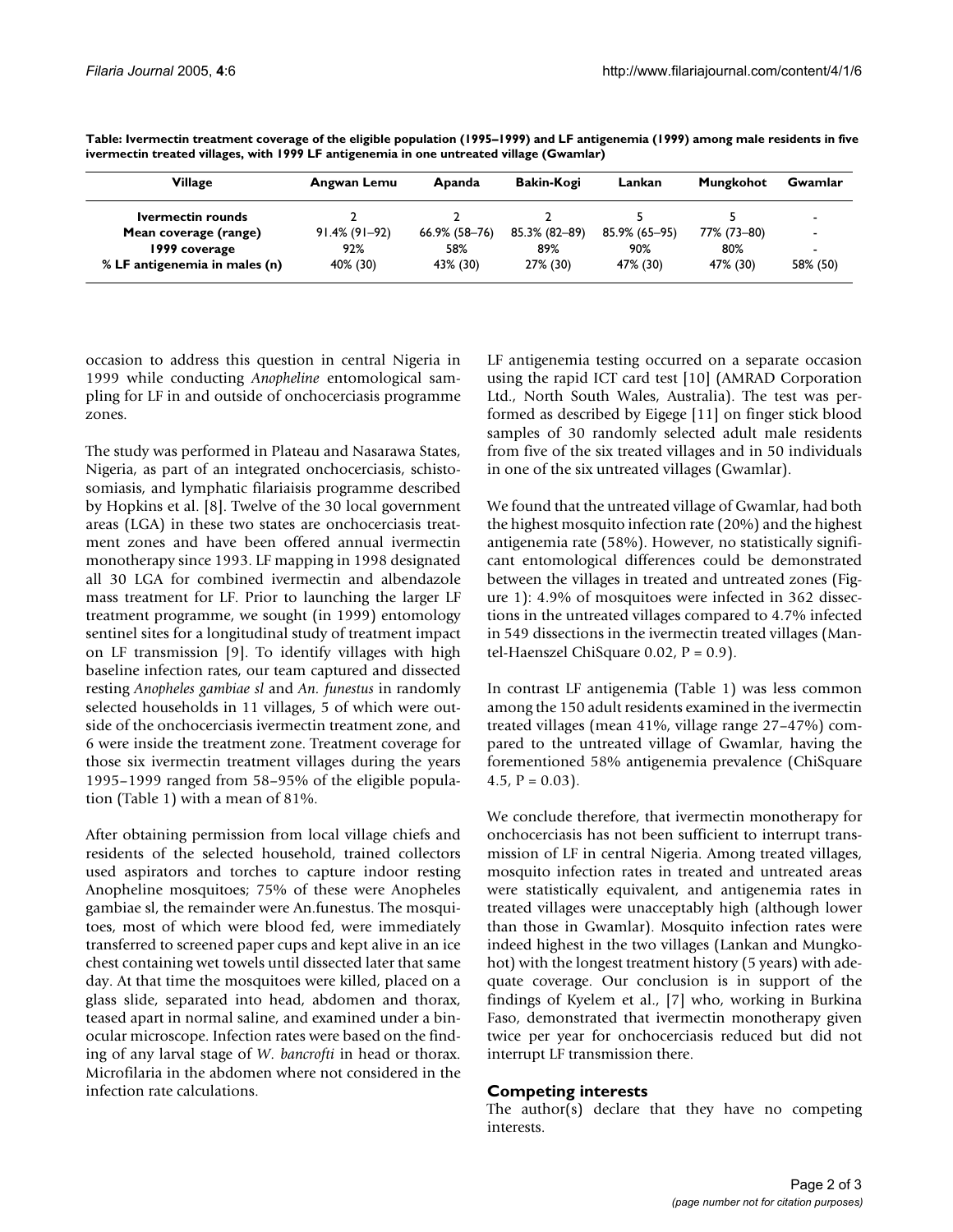**Table: Ivermectin treatment coverage of the eligible population (1995–1999) and LF antigenemia (1999) among male residents in five ivermectin treated villages, with 1999 LF antigenemia in one untreated village (Gwamlar)**

| Village | Angwan Lemu | Apanda | Bakin-Kogi | Lankan | Mungkohot | Gwamlar |
|---|---|---|---|---|---|---|
| Ivermectin rounds | 2 | 2 | 2 | 5 | 5 | - |
| Mean coverage (range) | 91.4% (91–92) | 66.9% (58–76) | 85.3% (82–89) | 85.9% (65–95) | 77% (73–80) | - |
| 1999 coverage | 92% | 58% | 89% | 90% | 80% | - |
| % LF antigenemia in males (n) | 40% (30) | 43% (30) | 27% (30) | 47% (30) | 47% (30) | 58% (50) |

occasion to address this question in central Nigeria in 1999 while conducting *Anopheline* entomological sampling for LF in and outside of onchocerciasis programme zones.

The study was performed in Plateau and Nasarawa States, Nigeria, as part of an integrated onchocerciasis, schistosomiasis, and lymphatic filariaisis programme described by Hopkins et al. [8]. Twelve of the 30 local government areas (LGA) in these two states are onchocerciasis treatment zones and have been offered annual ivermectin monotherapy since 1993. LF mapping in 1998 designated all 30 LGA for combined ivermectin and albendazole mass treatment for LF. Prior to launching the larger LF treatment programme, we sought (in 1999) entomology sentinel sites for a longitudinal study of treatment impact on LF transmission [9]. To identify villages with high baseline infection rates, our team captured and dissected resting *Anopheles gambiae sl* and *An. funestus* in randomly selected households in 11 villages, 5 of which were outside of the onchocerciasis ivermectin treatment zone, and 6 were inside the treatment zone. Treatment coverage for those six ivermectin treatment villages during the years 1995–1999 ranged from 58–95% of the eligible population (Table 1) with a mean of 81%.

After obtaining permission from local village chiefs and residents of the selected household, trained collectors used aspirators and torches to capture indoor resting Anopheline mosquitoes; 75% of these were Anopheles gambiae sl, the remainder were An.funestus. The mosquitoes, most of which were blood fed, were immediately transferred to screened paper cups and kept alive in an ice chest containing wet towels until dissected later that same day. At that time the mosquitoes were killed, placed on a glass slide, separated into head, abdomen and thorax, teased apart in normal saline, and examined under a binocular microscope. Infection rates were based on the finding of any larval stage of *W. bancrofti* in head or thorax. Microfilaria in the abdomen where not considered in the infection rate calculations.

LF antigenemia testing occurred on a separate occasion using the rapid ICT card test [10] (AMRAD Corporation Ltd., North South Wales, Australia). The test was performed as described by Eigege [11] on finger stick blood samples of 30 randomly selected adult male residents from five of the six treated villages and in 50 individuals in one of the six untreated villages (Gwamlar).

We found that the untreated village of Gwamlar, had both the highest mosquito infection rate (20%) and the highest antigenemia rate (58%). However, no statistically significant entomological differences could be demonstrated between the villages in treated and untreated zones (Figure 1): 4.9% of mosquitoes were infected in 362 dissections in the untreated villages compared to 4.7% infected in 549 dissections in the ivermectin treated villages (Mantel-Haenszel ChiSquare 0.02, $P = 0.9$).

In contrast LF antigenemia (Table 1) was less common among the 150 adult residents examined in the ivermectin treated villages (mean 41%, village range 27–47%) compared to the untreated village of Gwamlar, having the forementioned 58% antigenemia prevalence (ChiSquare 4.5, $P = 0.03$).

We conclude therefore, that ivermectin monotherapy for onchocerciasis has not been sufficient to interrupt transmission of LF in central Nigeria. Among treated villages, mosquito infection rates in treated and untreated areas were statistically equivalent, and antigenemia rates in treated villages were unacceptably high (although lower than those in Gwamlar). Mosquito infection rates were indeed highest in the two villages (Lankan and Mungkohot) with the longest treatment history (5 years) with adequate coverage. Our conclusion is in support of the findings of Kyelem et al., [7] who, working in Burkina Faso, demonstrated that ivermectin monotherapy given twice per year for onchocerciasis reduced but did not interrupt LF transmission there.

## Competing interests

The author(s) declare that they have no competing interests.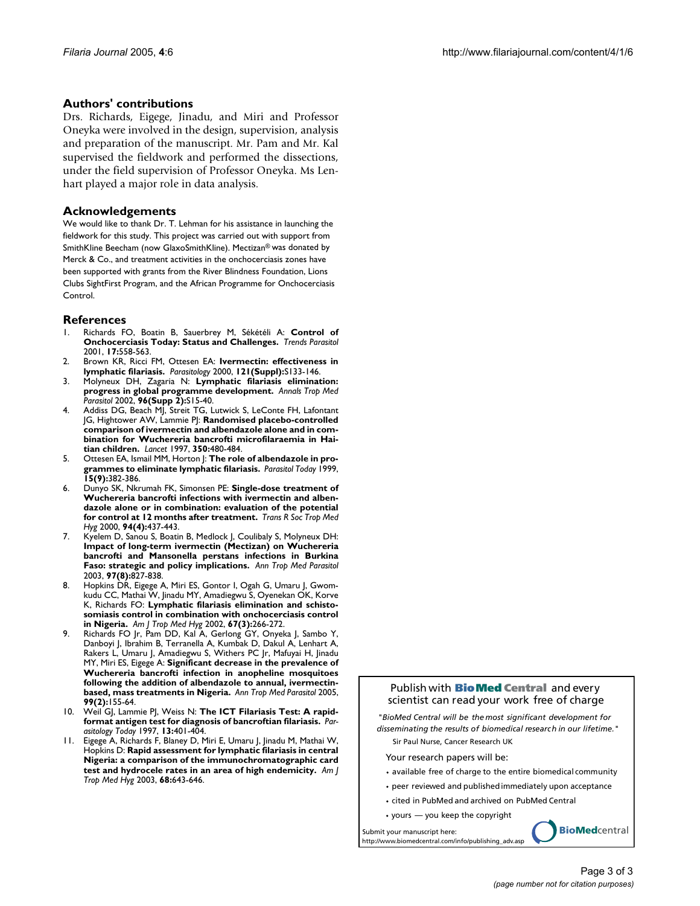## Authors' contributions

Drs. Richards, Eigege, Jinadu, and Miri and Professor Oneyka were involved in the design, supervision, analysis and preparation of the manuscript. Mr. Pam and Mr. Kal supervised the fieldwork and performed the dissections, under the field supervision of Professor Oneyka. Ms Lenhart played a major role in data analysis.

## Acknowledgements

We would like to thank Dr. T. Lehman for his assistance in launching the fieldwork for this study. This project was carried out with support from SmithKline Beecham (now GlaxoSmithKline). Mectizan® was donated by Merck & Co., and treatment activities in the onchocerciasis zones have been supported with grants from the River Blindness Foundation, Lions Clubs SightFirst Program, and the African Programme for Onchocerciasis Control.

## References

1. Richards FO, Boatin B, Sauerbrey M, Sékétéli A: **Control of Onchocerciasis Today: Status and Challenges.** *Trends Parasitol* 2001, **17:**558-563.
2. Brown KR, Ricci FM, Ottesen EA: **Ivermectin: effectiveness in lymphatic filariasis.** *Parasitology* 2000, **121(Suppl):**S133-146.
3. Molyneux DH, Zagaria N: **Lymphatic filariasis elimination: progress in global programme development.** *Annals Trop Med Parasitol* 2002, **96(Supp 2):**S15-40.
4. Addiss DG, Beach MJ, Streit TG, Lutwick S, LeConte FH, Lafontant JG, Hightower AW, Lammie PJ: **Randomised placebo-controlled comparison of ivermectin and albendazole alone and in combination for Wuchereria bancrofti microfilaraemia in Haitian children.** *Lancet* 1997, **350:**480-484.
5. Ottesen EA, Ismail MM, Horton J: **The role of albendazole in programmes to eliminate lymphatic filariasis.** *Parasitol Today* 1999, **15(9):**382-386.
6. Dunyo SK, Nkrumah FK, Simonsen PE: **Single-dose treatment of Wuchereria bancrofti infections with ivermectin and albendazole alone or in combination: evaluation of the potential for control at 12 months after treatment.** *Trans R Soc Trop Med Hyg* 2000, **94(4):**437-443.
7. Kyelem D, Sanou S, Boatin B, Medlock J, Coulibaly S, Molyneux DH: **Impact of long-term ivermectin (Mectizan) on Wuchereria bancrofti and Mansonella perstans infections in Burkina Faso: strategic and policy implications.** *Ann Trop Med Parasitol* 2003, **97(8):**827-838.
8. Hopkins DR, Eigege A, Miri ES, Gontor I, Ogah G, Umaru J, Gwomkudu CC, Mathai W, Jinadu MY, Amadiegwu S, Oyenekan OK, Korve K, Richards FO: **Lymphatic filariasis elimination and schistosomiasis control in combination with onchocerciasis control in Nigeria.** *Am J Trop Med Hyg* 2002, **67(3):**266-272.
9. Richards FO Jr, Pam DD, Kal A, Gerlong GY, Onyeka J, Sambo Y, Danboyi J, Ibrahim B, Terranella A, Kumbak D, Dakul A, Lenhart A, Rakers L, Umaru J, Amadiegwu S, Withers PC Jr, Mafuyai H, Jinadu MY, Miri ES, Eigege A: **Significant decrease in the prevalence of Wuchereria bancrofti infection in anopheline mosquitoes following the addition of albendazole to annual, ivermectin-based, mass treatments in Nigeria.** *Ann Trop Med Parasitol* 2005, **99(2):**155-64.
10. Weil GJ, Lammie PJ, Weiss N: **The ICT Filariasis Test: A rapid-format antigen test for diagnosis of bancroftian filariasis.** *Parasitology Today* 1997, **13:**401-404.
11. Eigege A, Richards F, Blaney D, Miri E, Umaru J, Jinadu M, Mathai W, Hopkins D: **Rapid assessment for lymphatic filariasis in central Nigeria: a comparison of the immunochromatographic card test and hydrocele rates in an area of high endemicity.** *Am J Trop Med Hyg* 2003, **68:**643-646.

Publish with **BioMed Central** and every scientist can read your work free of charge

*"BioMed Central will be the most significant development for disseminating the results of biomedical research in our lifetime."*
Sir Paul Nurse, Cancer Research UK

Your research papers will be:

- available free of charge to the entire biomedical community
- peer reviewed and published immediately upon acceptance
- cited in PubMed and archived on PubMed Central
- yours — you keep the copyright

Submit your manuscript here:
http://www.biomedcentral.com/info/publishing_adv.asp

BioMedcentral